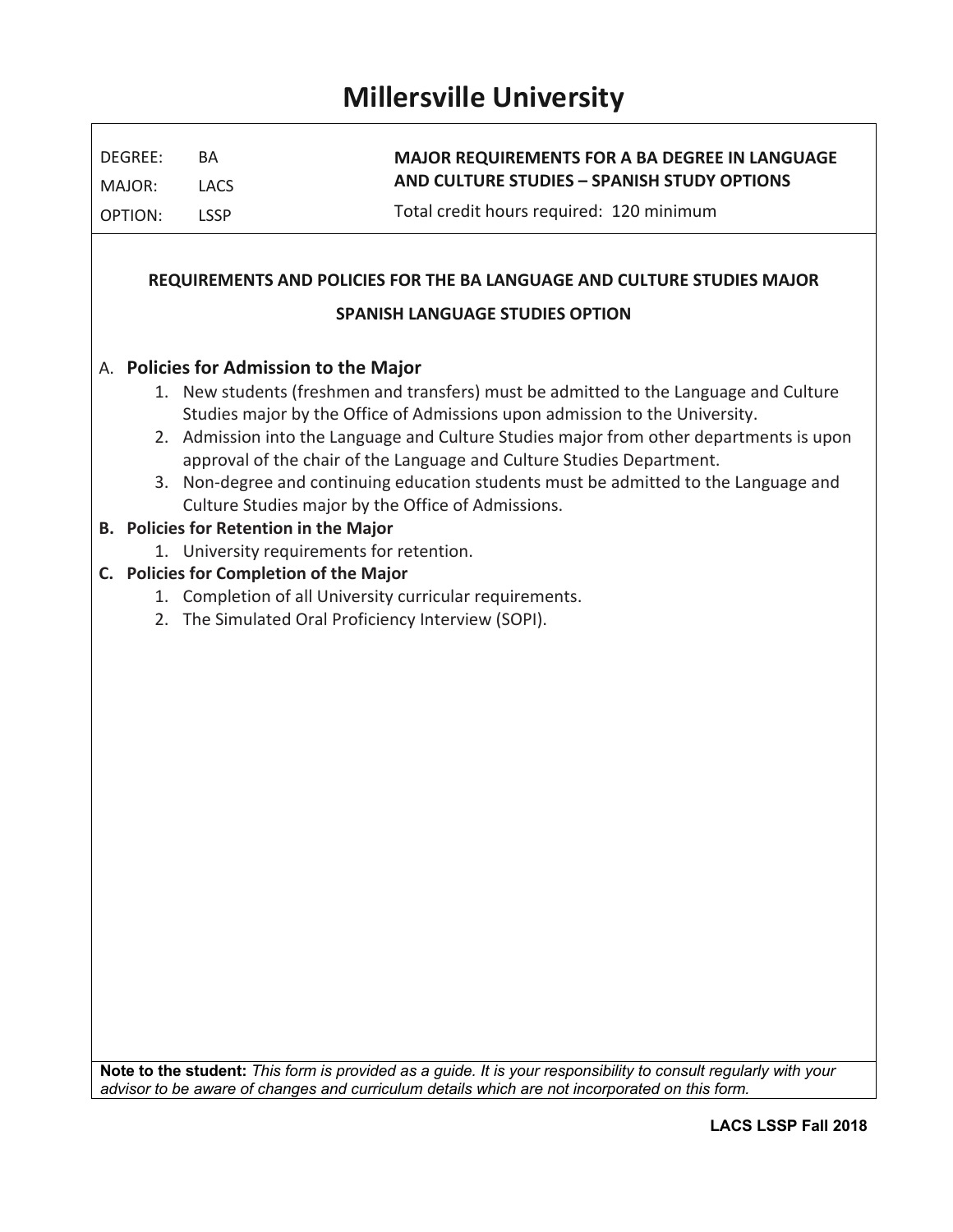# Millersville University

| | | |
|---|---|---|
| DEGREE: | BA | **MAJOR REQUIREMENTS FOR A BA DEGREE IN LANGUAGE AND CULTURE STUDIES – SPANISH STUDY OPTIONS** |
| MAJOR: | LACS | Total credit hours required: 120 minimum |
| OPTION: | LSSP | |

## REQUIREMENTS AND POLICIES FOR THE BA LANGUAGE AND CULTURE STUDIES MAJOR

## SPANISH LANGUAGE STUDIES OPTION

A. **Policies for Admission to the Major**
1. New students (freshmen and transfers) must be admitted to the Language and Culture Studies major by the Office of Admissions upon admission to the University.
2. Admission into the Language and Culture Studies major from other departments is upon approval of the chair of the Language and Culture Studies Department.
3. Non-degree and continuing education students must be admitted to the Language and Culture Studies major by the Office of Admissions.

**B. Policies for Retention in the Major**
1. University requirements for retention.

**C. Policies for Completion of the Major**
1. Completion of all University curricular requirements.
2. The Simulated Oral Proficiency Interview (SOPI).

**Note to the student:** *This form is provided as a guide. It is your responsibility to consult regularly with your advisor to be aware of changes and curriculum details which are not incorporated on this form.*

**LACS LSSP Fall 2018**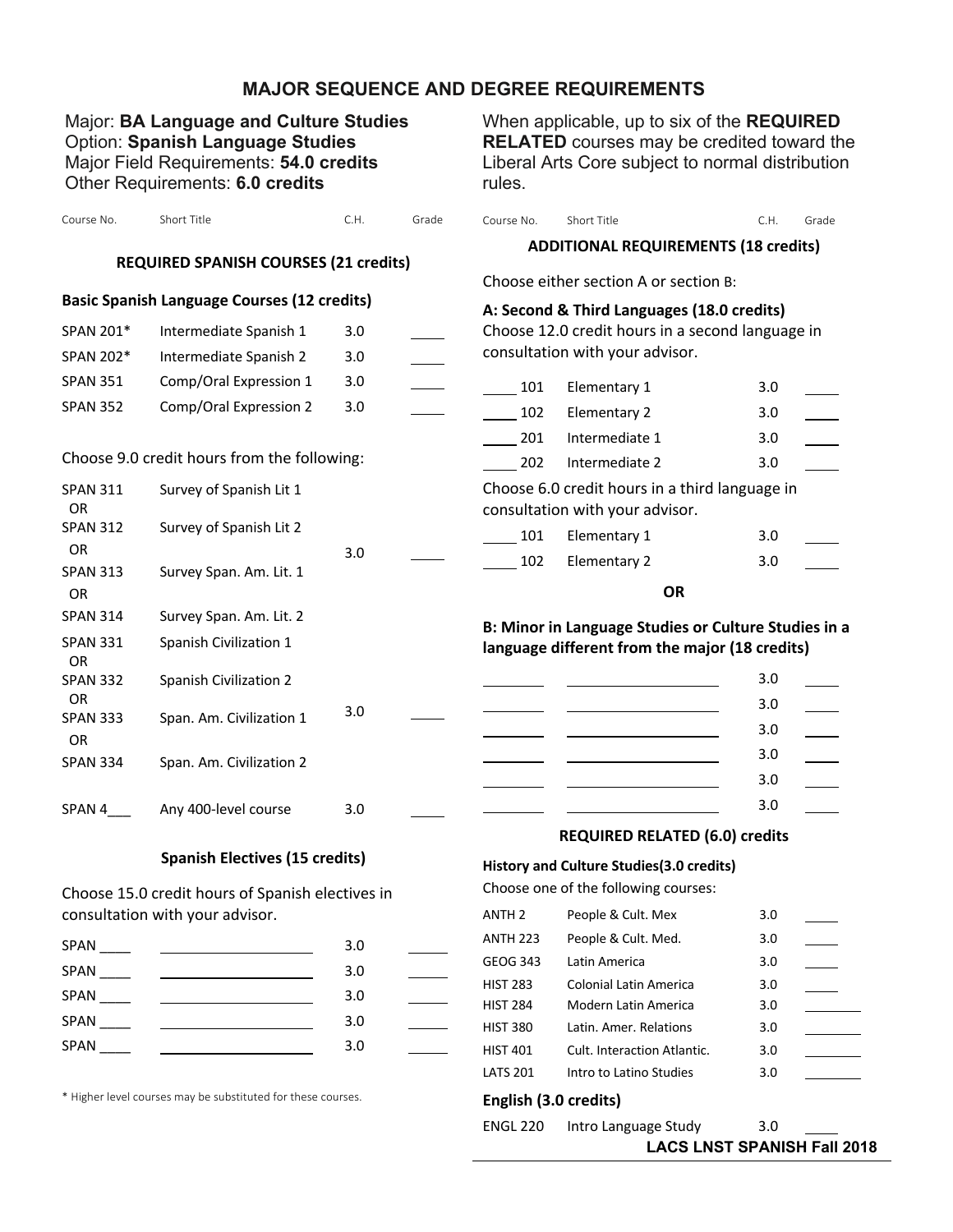# MAJOR SEQUENCE AND DEGREE REQUIREMENTS

Major: **BA Language and Culture Studies**
Option: **Spanish Language Studies**
Major Field Requirements: **54.0 credits**
Other Requirements: **6.0 credits**

When applicable, up to six of the **REQUIRED RELATED** courses may be credited toward the Liberal Arts Core subject to normal distribution rules.

## REQUIRED SPANISH COURSES (21 credits)

### Basic Spanish Language Courses (12 credits)

| Course No. | Short Title | C.H. | Grade |
|---|---|---|---|
| SPAN 201* | Intermediate Spanish 1 | 3.0 | ____ |
| SPAN 202* | Intermediate Spanish 2 | 3.0 | ____ |
| SPAN 351 | Comp/Oral Expression 1 | 3.0 | ____ |
| SPAN 352 | Comp/Oral Expression 2 | 3.0 | ____ |

Choose 9.0 credit hours from the following:

| Course No. | Short Title | C.H. | Grade |
|---|---|---|---|
| SPAN 311 OR | Survey of Spanish Lit 1 | | |
| SPAN 312 OR | Survey of Spanish Lit 2 | 3.0 | ____ |
| SPAN 313 OR | Survey Span. Am. Lit. 1 | | |
| SPAN 314 | Survey Span. Am. Lit. 2 | | |
| SPAN 331 OR | Spanish Civilization 1 | | |
| SPAN 332 OR | Spanish Civilization 2 | 3.0 | ____ |
| SPAN 333 OR | Span. Am. Civilization 1 | | |
| SPAN 334 | Span. Am. Civilization 2 | | |
| SPAN 4___ | Any 400-level course | 3.0 | ____ |

### Spanish Electives (15 credits)

Choose 15.0 credit hours of Spanish electives in consultation with your advisor.

| Course No. | Short Title | C.H. | Grade |
|---|---|---|---|
| SPAN ____ | ____________ | 3.0 | ____ |
| SPAN ____ | ____________ | 3.0 | ____ |
| SPAN ____ | ____________ | 3.0 | ____ |
| SPAN ____ | ____________ | 3.0 | ____ |
| SPAN ____ | ____________ | 3.0 | ____ |

* Higher level courses may be substituted for these courses.

## ADDITIONAL REQUIREMENTS (18 credits)

Choose either section A or section B:

### A: Second & Third Languages (18.0 credits)

Choose 12.0 credit hours in a second language in consultation with your advisor.

| Course No. | Short Title | C.H. | Grade |
|---|---|---|---|
| ____ 101 | Elementary 1 | 3.0 | ____ |
| ____ 102 | Elementary 2 | 3.0 | ____ |
| ____ 201 | Intermediate 1 | 3.0 | ____ |
| ____ 202 | Intermediate 2 | 3.0 | ____ |

Choose 6.0 credit hours in a third language in consultation with your advisor.

| Course No. | Short Title | C.H. | Grade |
|---|---|---|---|
| ____ 101 | Elementary 1 | 3.0 | ____ |
| ____ 102 | Elementary 2 | 3.0 | ____ |

**OR**

### B: Minor in Language Studies or Culture Studies in a language different from the major (18 credits)

| Course No. | Short Title | C.H. | Grade |
|---|---|---|---|
| ________ | ____________ | 3.0 | ____ |
| ________ | ____________ | 3.0 | ____ |
| ________ | ____________ | 3.0 | ____ |
| ________ | ____________ | 3.0 | ____ |
| ________ | ____________ | 3.0 | ____ |
| ________ | ____________ | 3.0 | ____ |

## REQUIRED RELATED (6.0) credits

### History and Culture Studies(3.0 credits)

Choose one of the following courses:

| Course No. | Short Title | C.H. | Grade |
|---|---|---|---|
| ANTH 2 | People & Cult. Mex | 3.0 | ____ |
| ANTH 223 | People & Cult. Med. | 3.0 | ____ |
| GEOG 343 | Latin America | 3.0 | ____ |
| HIST 283 | Colonial Latin America | 3.0 | ____ |
| HIST 284 | Modern Latin America | 3.0 | ____ |
| HIST 380 | Latin. Amer. Relations | 3.0 | ____ |
| HIST 401 | Cult. Interaction Atlantic. | 3.0 | ____ |
| LATS 201 | Intro to Latino Studies | 3.0 | ____ |

### English (3.0 credits)

| Course No. | Short Title | C.H. | Grade |
|---|---|---|---|
| ENGL 220 | Intro Language Study | 3.0 | ____ |

**LACS LNST SPANISH Fall 2018**